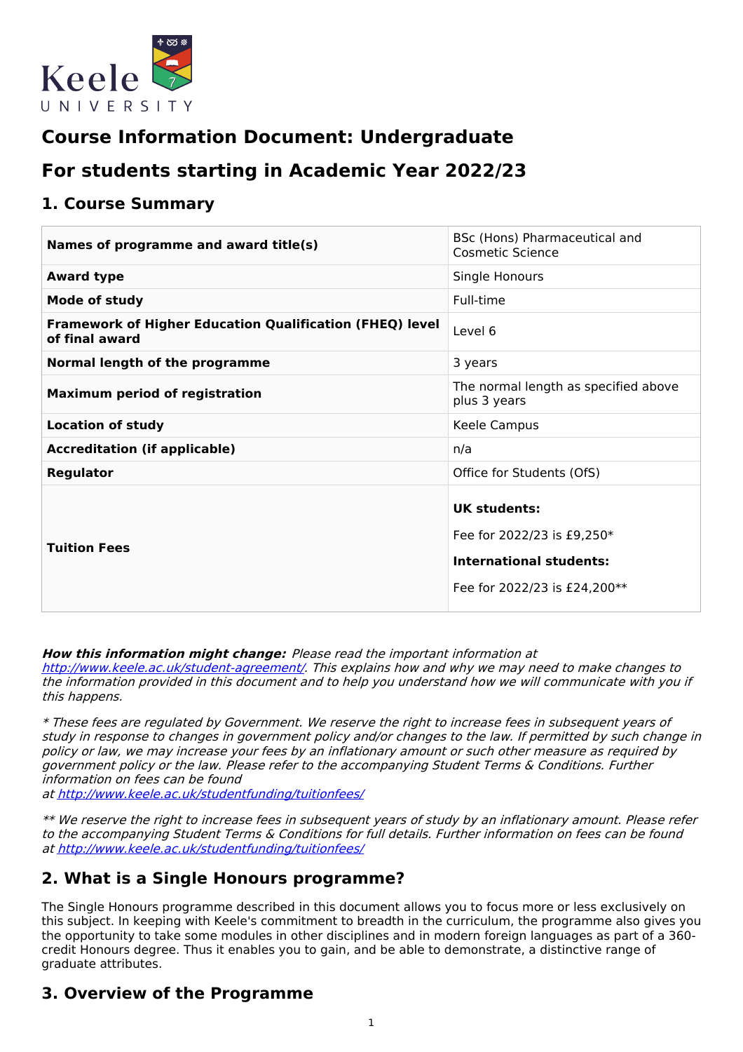# Course Information Document: Undergraduate

# For students starting in Academic Year 2022/23

## 1. Course Summary

| | |
|---|---|
| **Names of programme and award title(s)** | BSc (Hons) Pharmaceutical and Cosmetic Science |
| **Award type** | Single Honours |
| **Mode of study** | Full-time |
| **Framework of Higher Education Qualification (FHEQ) level of final award** | Level 6 |
| **Normal length of the programme** | 3 years |
| **Maximum period of registration** | The normal length as specified above plus 3 years |
| **Location of study** | Keele Campus |
| **Accreditation (if applicable)** | n/a |
| **Regulator** | Office for Students (OfS) |
| **Tuition Fees** | **UK students:** Fee for 2022/23 is £9,250* **International students:** Fee for 2022/23 is £24,200** |

***How this information might change:*** *Please read the important information at [http://www.keele.ac.uk/student-agreement/](http://www.keele.ac.uk/student-agreement/). This explains how and why we may need to make changes to the information provided in this document and to help you understand how we will communicate with you if this happens.*

*\* These fees are regulated by Government. We reserve the right to increase fees in subsequent years of study in response to changes in government policy and/or changes to the law. If permitted by such change in policy or law, we may increase your fees by an inflationary amount or such other measure as required by government policy or the law. Please refer to the accompanying Student Terms & Conditions. Further information on fees can be found at [http://www.keele.ac.uk/studentfunding/tuitionfees/](http://www.keele.ac.uk/studentfunding/tuitionfees/)*

*\*\* We reserve the right to increase fees in subsequent years of study by an inflationary amount. Please refer to the accompanying Student Terms & Conditions for full details. Further information on fees can be found at [http://www.keele.ac.uk/studentfunding/tuitionfees/](http://www.keele.ac.uk/studentfunding/tuitionfees/)*

## 2. What is a Single Honours programme?

The Single Honours programme described in this document allows you to focus more or less exclusively on this subject. In keeping with Keele's commitment to breadth in the curriculum, the programme also gives you the opportunity to take some modules in other disciplines and in modern foreign languages as part of a 360-credit Honours degree. Thus it enables you to gain, and be able to demonstrate, a distinctive range of graduate attributes.

## 3. Overview of the Programme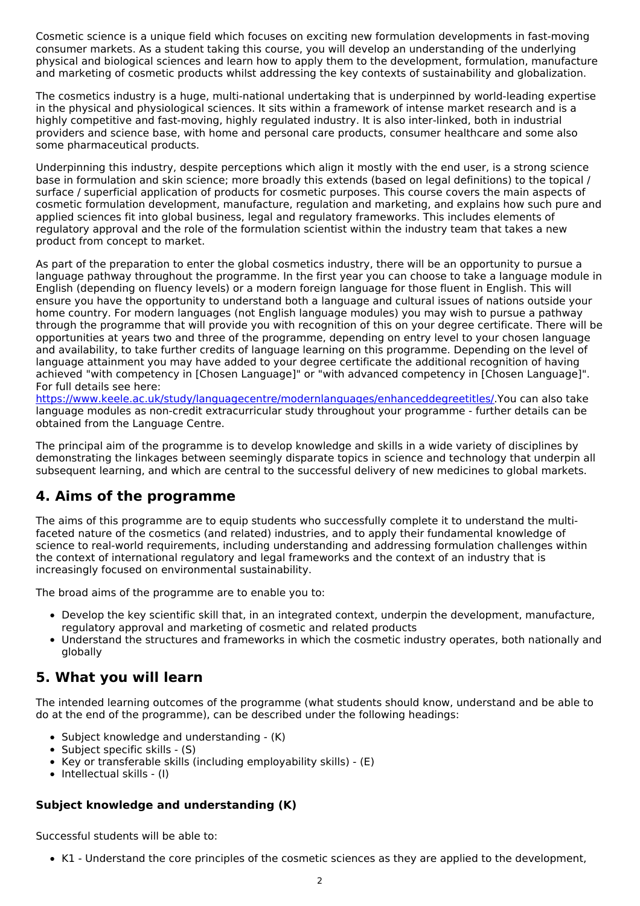Cosmetic science is a unique field which focuses on exciting new formulation developments in fast-moving consumer markets. As a student taking this course, you will develop an understanding of the underlying physical and biological sciences and learn how to apply them to the development, formulation, manufacture and marketing of cosmetic products whilst addressing the key contexts of sustainability and globalization.

The cosmetics industry is a huge, multi-national undertaking that is underpinned by world-leading expertise in the physical and physiological sciences. It sits within a framework of intense market research and is a highly competitive and fast-moving, highly regulated industry. It is also inter-linked, both in industrial providers and science base, with home and personal care products, consumer healthcare and some also some pharmaceutical products.

Underpinning this industry, despite perceptions which align it mostly with the end user, is a strong science base in formulation and skin science; more broadly this extends (based on legal definitions) to the topical / surface / superficial application of products for cosmetic purposes. This course covers the main aspects of cosmetic formulation development, manufacture, regulation and marketing, and explains how such pure and applied sciences fit into global business, legal and regulatory frameworks. This includes elements of regulatory approval and the role of the formulation scientist within the industry team that takes a new product from concept to market.

As part of the preparation to enter the global cosmetics industry, there will be an opportunity to pursue a language pathway throughout the programme. In the first year you can choose to take a language module in English (depending on fluency levels) or a modern foreign language for those fluent in English. This will ensure you have the opportunity to understand both a language and cultural issues of nations outside your home country. For modern languages (not English language modules) you may wish to pursue a pathway through the programme that will provide you with recognition of this on your degree certificate. There will be opportunities at years two and three of the programme, depending on entry level to your chosen language and availability, to take further credits of language learning on this programme. Depending on the level of language attainment you may have added to your degree certificate the additional recognition of having achieved "with competency in [Chosen Language]" or "with advanced competency in [Chosen Language]". For full details see here: https://www.keele.ac.uk/study/languagecentre/modernlanguages/enhanceddegreetitles/.You can also take language modules as non-credit extracurricular study throughout your programme - further details can be obtained from the Language Centre.

The principal aim of the programme is to develop knowledge and skills in a wide variety of disciplines by demonstrating the linkages between seemingly disparate topics in science and technology that underpin all subsequent learning, and which are central to the successful delivery of new medicines to global markets.

## 4. Aims of the programme

The aims of this programme are to equip students who successfully complete it to understand the multi-faceted nature of the cosmetics (and related) industries, and to apply their fundamental knowledge of science to real-world requirements, including understanding and addressing formulation challenges within the context of international regulatory and legal frameworks and the context of an industry that is increasingly focused on environmental sustainability.

The broad aims of the programme are to enable you to:

- Develop the key scientific skill that, in an integrated context, underpin the development, manufacture, regulatory approval and marketing of cosmetic and related products
- Understand the structures and frameworks in which the cosmetic industry operates, both nationally and globally

## 5. What you will learn

The intended learning outcomes of the programme (what students should know, understand and be able to do at the end of the programme), can be described under the following headings:

- Subject knowledge and understanding - (K)
- Subject specific skills - (S)
- Key or transferable skills (including employability skills) - (E)
- Intellectual skills - (I)

### Subject knowledge and understanding (K)

Successful students will be able to:

- K1 - Understand the core principles of the cosmetic sciences as they are applied to the development,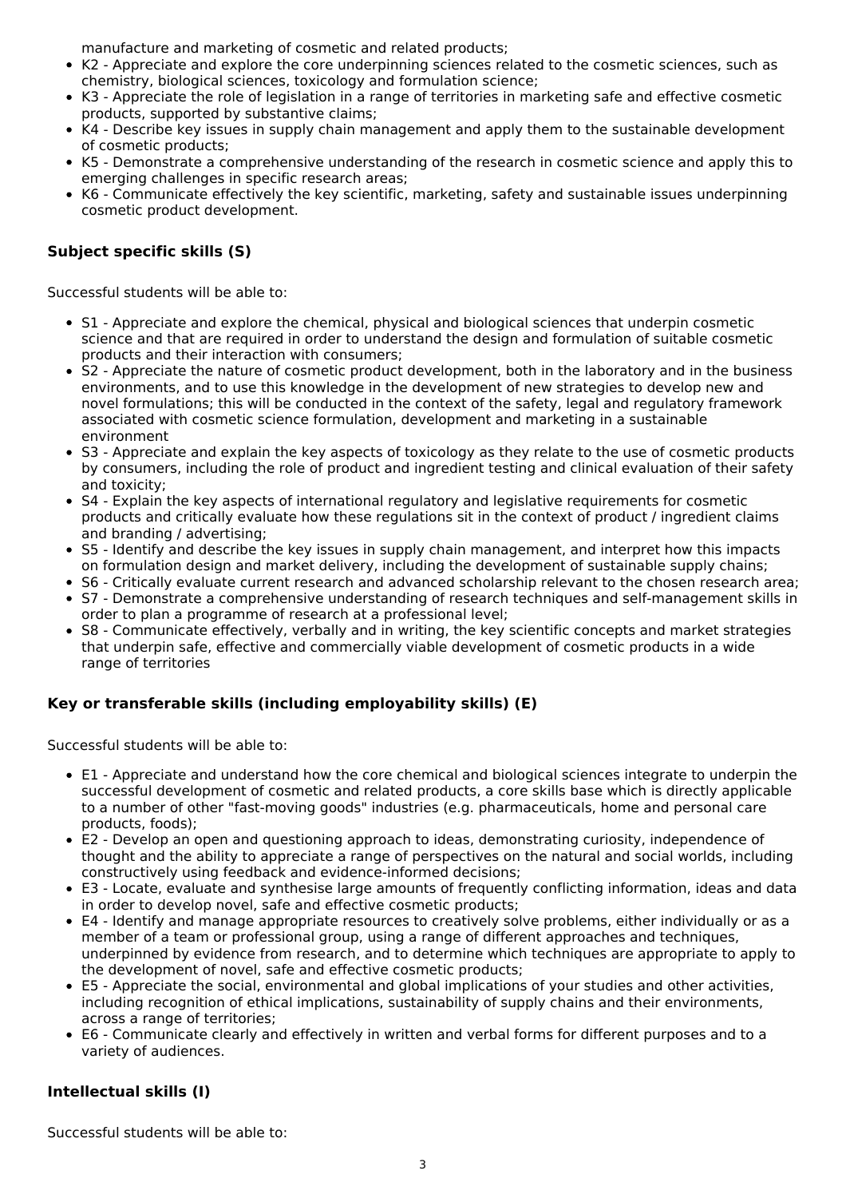manufacture and marketing of cosmetic and related products;

- K2 - Appreciate and explore the core underpinning sciences related to the cosmetic sciences, such as chemistry, biological sciences, toxicology and formulation science;
- K3 - Appreciate the role of legislation in a range of territories in marketing safe and effective cosmetic products, supported by substantive claims;
- K4 - Describe key issues in supply chain management and apply them to the sustainable development of cosmetic products;
- K5 - Demonstrate a comprehensive understanding of the research in cosmetic science and apply this to emerging challenges in specific research areas;
- K6 - Communicate effectively the key scientific, marketing, safety and sustainable issues underpinning cosmetic product development.

### Subject specific skills (S)

Successful students will be able to:

- S1 - Appreciate and explore the chemical, physical and biological sciences that underpin cosmetic science and that are required in order to understand the design and formulation of suitable cosmetic products and their interaction with consumers;
- S2 - Appreciate the nature of cosmetic product development, both in the laboratory and in the business environments, and to use this knowledge in the development of new strategies to develop new and novel formulations; this will be conducted in the context of the safety, legal and regulatory framework associated with cosmetic science formulation, development and marketing in a sustainable environment
- S3 - Appreciate and explain the key aspects of toxicology as they relate to the use of cosmetic products by consumers, including the role of product and ingredient testing and clinical evaluation of their safety and toxicity;
- S4 - Explain the key aspects of international regulatory and legislative requirements for cosmetic products and critically evaluate how these regulations sit in the context of product / ingredient claims and branding / advertising;
- S5 - Identify and describe the key issues in supply chain management, and interpret how this impacts on formulation design and market delivery, including the development of sustainable supply chains;
- S6 - Critically evaluate current research and advanced scholarship relevant to the chosen research area;
- S7 - Demonstrate a comprehensive understanding of research techniques and self-management skills in order to plan a programme of research at a professional level;
- S8 - Communicate effectively, verbally and in writing, the key scientific concepts and market strategies that underpin safe, effective and commercially viable development of cosmetic products in a wide range of territories

### Key or transferable skills (including employability skills) (E)

Successful students will be able to:

- E1 - Appreciate and understand how the core chemical and biological sciences integrate to underpin the successful development of cosmetic and related products, a core skills base which is directly applicable to a number of other "fast-moving goods" industries (e.g. pharmaceuticals, home and personal care products, foods);
- E2 - Develop an open and questioning approach to ideas, demonstrating curiosity, independence of thought and the ability to appreciate a range of perspectives on the natural and social worlds, including constructively using feedback and evidence-informed decisions;
- E3 - Locate, evaluate and synthesise large amounts of frequently conflicting information, ideas and data in order to develop novel, safe and effective cosmetic products;
- E4 - Identify and manage appropriate resources to creatively solve problems, either individually or as a member of a team or professional group, using a range of different approaches and techniques, underpinned by evidence from research, and to determine which techniques are appropriate to apply to the development of novel, safe and effective cosmetic products;
- E5 - Appreciate the social, environmental and global implications of your studies and other activities, including recognition of ethical implications, sustainability of supply chains and their environments, across a range of territories;
- E6 - Communicate clearly and effectively in written and verbal forms for different purposes and to a variety of audiences.

### Intellectual skills (I)

Successful students will be able to: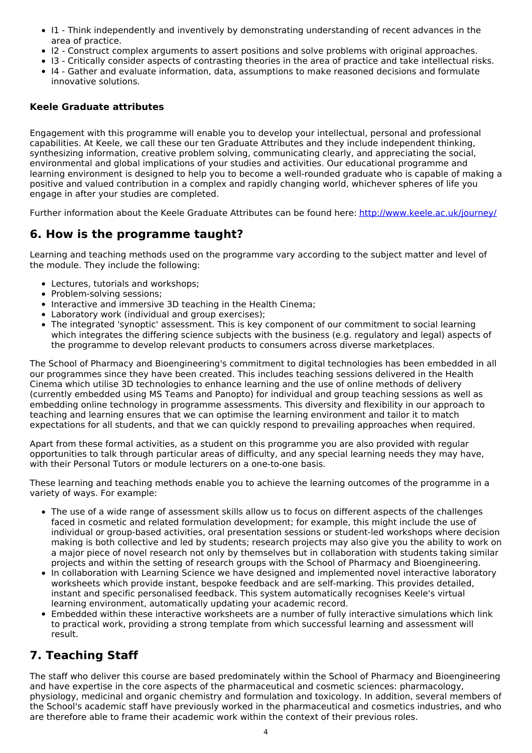- I1 - Think independently and inventively by demonstrating understanding of recent advances in the area of practice.
- I2 - Construct complex arguments to assert positions and solve problems with original approaches.
- I3 - Critically consider aspects of contrasting theories in the area of practice and take intellectual risks.
- I4 - Gather and evaluate information, data, assumptions to make reasoned decisions and formulate innovative solutions.

**Keele Graduate attributes**

Engagement with this programme will enable you to develop your intellectual, personal and professional capabilities. At Keele, we call these our ten Graduate Attributes and they include independent thinking, synthesizing information, creative problem solving, communicating clearly, and appreciating the social, environmental and global implications of your studies and activities. Our educational programme and learning environment is designed to help you to become a well-rounded graduate who is capable of making a positive and valued contribution in a complex and rapidly changing world, whichever spheres of life you engage in after your studies are completed.

Further information about the Keele Graduate Attributes can be found here: http://www.keele.ac.uk/journey/

## 6. How is the programme taught?

Learning and teaching methods used on the programme vary according to the subject matter and level of the module. They include the following:

- Lectures, tutorials and workshops;
- Problem-solving sessions;
- Interactive and immersive 3D teaching in the Health Cinema;
- Laboratory work (individual and group exercises);
- The integrated 'synoptic' assessment. This is key component of our commitment to social learning which integrates the differing science subjects with the business (e.g. regulatory and legal) aspects of the programme to develop relevant products to consumers across diverse marketplaces.

The School of Pharmacy and Bioengineering's commitment to digital technologies has been embedded in all our programmes since they have been created. This includes teaching sessions delivered in the Health Cinema which utilise 3D technologies to enhance learning and the use of online methods of delivery (currently embedded using MS Teams and Panopto) for individual and group teaching sessions as well as embedding online technology in programme assessments. This diversity and flexibility in our approach to teaching and learning ensures that we can optimise the learning environment and tailor it to match expectations for all students, and that we can quickly respond to prevailing approaches when required.

Apart from these formal activities, as a student on this programme you are also provided with regular opportunities to talk through particular areas of difficulty, and any special learning needs they may have, with their Personal Tutors or module lecturers on a one-to-one basis.

These learning and teaching methods enable you to achieve the learning outcomes of the programme in a variety of ways. For example:

- The use of a wide range of assessment skills allow us to focus on different aspects of the challenges faced in cosmetic and related formulation development; for example, this might include the use of individual or group-based activities, oral presentation sessions or student-led workshops where decision making is both collective and led by students; research projects may also give you the ability to work on a major piece of novel research not only by themselves but in collaboration with students taking similar projects and within the setting of research groups with the School of Pharmacy and Bioengineering.
- In collaboration with Learning Science we have designed and implemented novel interactive laboratory worksheets which provide instant, bespoke feedback and are self-marking. This provides detailed, instant and specific personalised feedback. This system automatically recognises Keele's virtual learning environment, automatically updating your academic record.
- Embedded within these interactive worksheets are a number of fully interactive simulations which link to practical work, providing a strong template from which successful learning and assessment will result.

## 7. Teaching Staff

The staff who deliver this course are based predominately within the School of Pharmacy and Bioengineering and have expertise in the core aspects of the pharmaceutical and cosmetic sciences: pharmacology, physiology, medicinal and organic chemistry and formulation and toxicology. In addition, several members of the School's academic staff have previously worked in the pharmaceutical and cosmetics industries, and who are therefore able to frame their academic work within the context of their previous roles.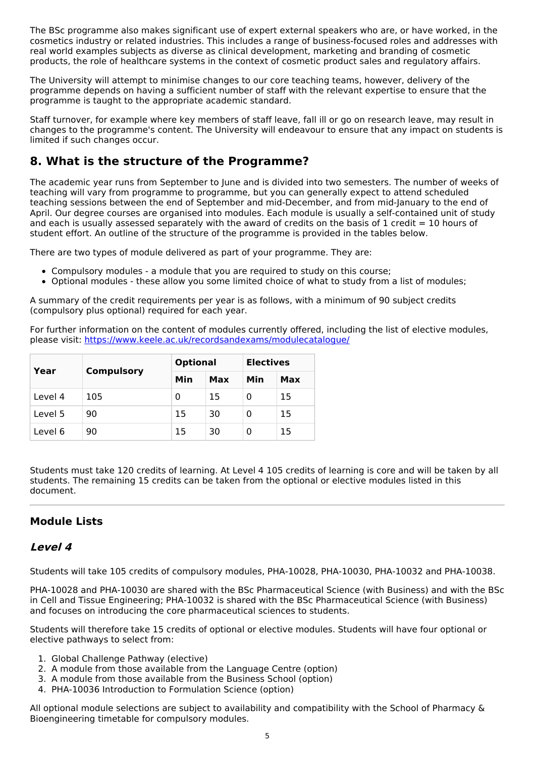The BSc programme also makes significant use of expert external speakers who are, or have worked, in the cosmetics industry or related industries. This includes a range of business-focused roles and addresses with real world examples subjects as diverse as clinical development, marketing and branding of cosmetic products, the role of healthcare systems in the context of cosmetic product sales and regulatory affairs.

The University will attempt to minimise changes to our core teaching teams, however, delivery of the programme depends on having a sufficient number of staff with the relevant expertise to ensure that the programme is taught to the appropriate academic standard.

Staff turnover, for example where key members of staff leave, fall ill or go on research leave, may result in changes to the programme's content. The University will endeavour to ensure that any impact on students is limited if such changes occur.

## 8. What is the structure of the Programme?

The academic year runs from September to June and is divided into two semesters. The number of weeks of teaching will vary from programme to programme, but you can generally expect to attend scheduled teaching sessions between the end of September and mid-December, and from mid-January to the end of April. Our degree courses are organised into modules. Each module is usually a self-contained unit of study and each is usually assessed separately with the award of credits on the basis of 1 credit = 10 hours of student effort. An outline of the structure of the programme is provided in the tables below.

There are two types of module delivered as part of your programme. They are:

- Compulsory modules - a module that you are required to study on this course;
- Optional modules - these allow you some limited choice of what to study from a list of modules;

A summary of the credit requirements per year is as follows, with a minimum of 90 subject credits (compulsory plus optional) required for each year.

For further information on the content of modules currently offered, including the list of elective modules, please visit: https://www.keele.ac.uk/recordsandexams/modulecatalogue/

| Year | Compulsory | Optional | | Electives | |
|---|---|---|---|---|---|
| | | Min | Max | Min | Max |
| Level 4 | 105 | 0 | 15 | 0 | 15 |
| Level 5 | 90 | 15 | 30 | 0 | 15 |
| Level 6 | 90 | 15 | 30 | 0 | 15 |

Students must take 120 credits of learning. At Level 4 105 credits of learning is core and will be taken by all students. The remaining 15 credits can be taken from the optional or elective modules listed in this document.

---

### Module Lists

### *Level 4*

Students will take 105 credits of compulsory modules, PHA-10028, PHA-10030, PHA-10032 and PHA-10038.

PHA-10028 and PHA-10030 are shared with the BSc Pharmaceutical Science (with Business) and with the BSc in Cell and Tissue Engineering; PHA-10032 is shared with the BSc Pharmaceutical Science (with Business) and focuses on introducing the core pharmaceutical sciences to students.

Students will therefore take 15 credits of optional or elective modules. Students will have four optional or elective pathways to select from:

1. Global Challenge Pathway (elective)
2. A module from those available from the Language Centre (option)
3. A module from those available from the Business School (option)
4. PHA-10036 Introduction to Formulation Science (option)

All optional module selections are subject to availability and compatibility with the School of Pharmacy & Bioengineering timetable for compulsory modules.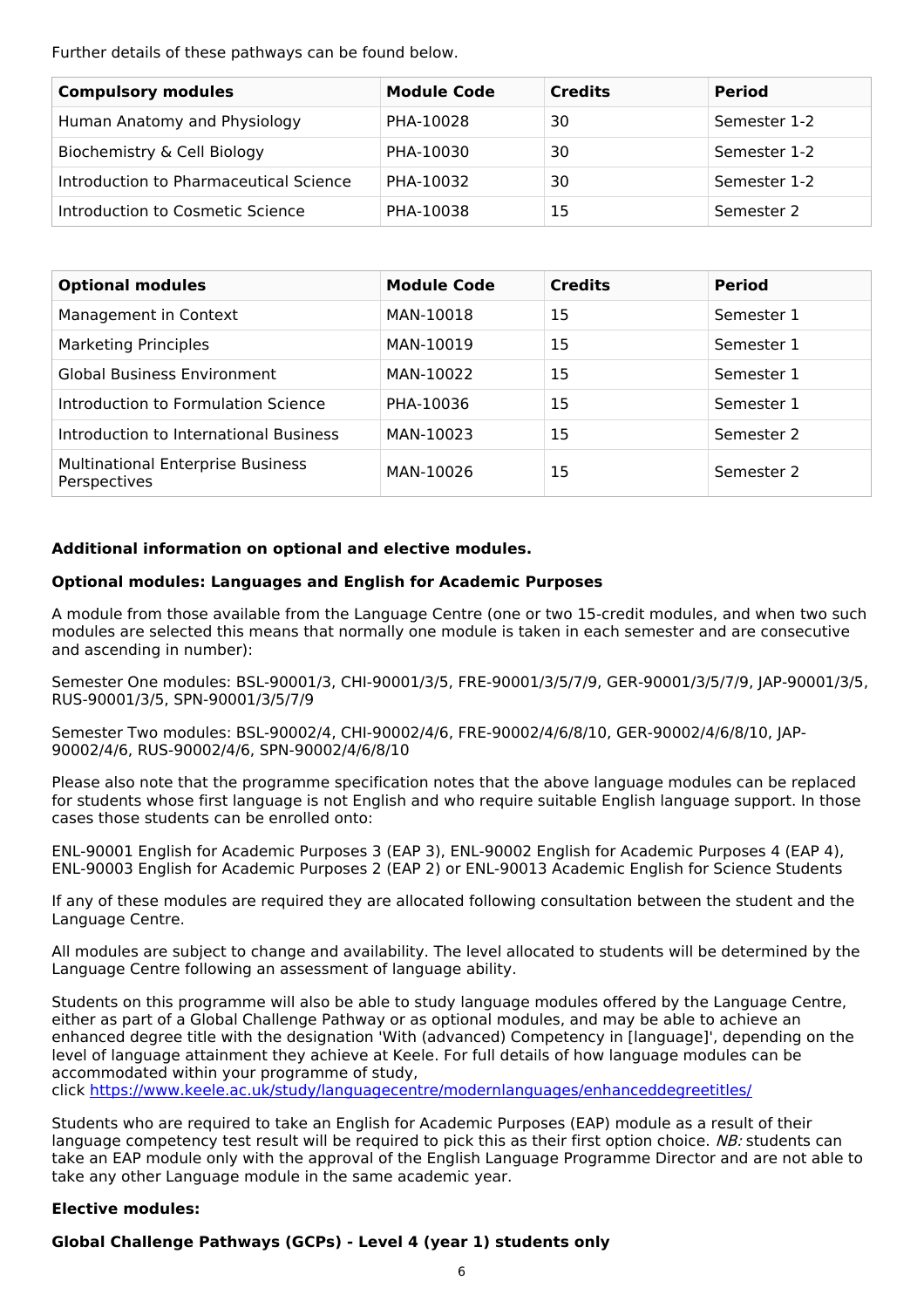Further details of these pathways can be found below.

| Compulsory modules | Module Code | Credits | Period |
| --- | --- | --- | --- |
| Human Anatomy and Physiology | PHA-10028 | 30 | Semester 1-2 |
| Biochemistry & Cell Biology | PHA-10030 | 30 | Semester 1-2 |
| Introduction to Pharmaceutical Science | PHA-10032 | 30 | Semester 1-2 |
| Introduction to Cosmetic Science | PHA-10038 | 15 | Semester 2 |

| Optional modules | Module Code | Credits | Period |
| --- | --- | --- | --- |
| Management in Context | MAN-10018 | 15 | Semester 1 |
| Marketing Principles | MAN-10019 | 15 | Semester 1 |
| Global Business Environment | MAN-10022 | 15 | Semester 1 |
| Introduction to Formulation Science | PHA-10036 | 15 | Semester 1 |
| Introduction to International Business | MAN-10023 | 15 | Semester 2 |
| Multinational Enterprise Business Perspectives | MAN-10026 | 15 | Semester 2 |

**Additional information on optional and elective modules.**

**Optional modules: Languages and English for Academic Purposes**

A module from those available from the Language Centre (one or two 15-credit modules, and when two such modules are selected this means that normally one module is taken in each semester and are consecutive and ascending in number):

Semester One modules: BSL-90001/3, CHI-90001/3/5, FRE-90001/3/5/7/9, GER-90001/3/5/7/9, JAP-90001/3/5, RUS-90001/3/5, SPN-90001/3/5/7/9

Semester Two modules: BSL-90002/4, CHI-90002/4/6, FRE-90002/4/6/8/10, GER-90002/4/6/8/10, JAP-90002/4/6, RUS-90002/4/6, SPN-90002/4/6/8/10

Please also note that the programme specification notes that the above language modules can be replaced for students whose first language is not English and who require suitable English language support. In those cases those students can be enrolled onto:

ENL-90001 English for Academic Purposes 3 (EAP 3), ENL-90002 English for Academic Purposes 4 (EAP 4), ENL-90003 English for Academic Purposes 2 (EAP 2) or ENL-90013 Academic English for Science Students

If any of these modules are required they are allocated following consultation between the student and the Language Centre.

All modules are subject to change and availability. The level allocated to students will be determined by the Language Centre following an assessment of language ability.

Students on this programme will also be able to study language modules offered by the Language Centre, either as part of a Global Challenge Pathway or as optional modules, and may be able to achieve an enhanced degree title with the designation 'With (advanced) Competency in [language]', depending on the level of language attainment they achieve at Keele. For full details of how language modules can be accommodated within your programme of study,
click https://www.keele.ac.uk/study/languagecentre/modernlanguages/enhanceddegreetitles/

Students who are required to take an English for Academic Purposes (EAP) module as a result of their language competency test result will be required to pick this as their first option choice. *NB:* students can take an EAP module only with the approval of the English Language Programme Director and are not able to take any other Language module in the same academic year.

**Elective modules:**

**Global Challenge Pathways (GCPs) - Level 4 (year 1) students only**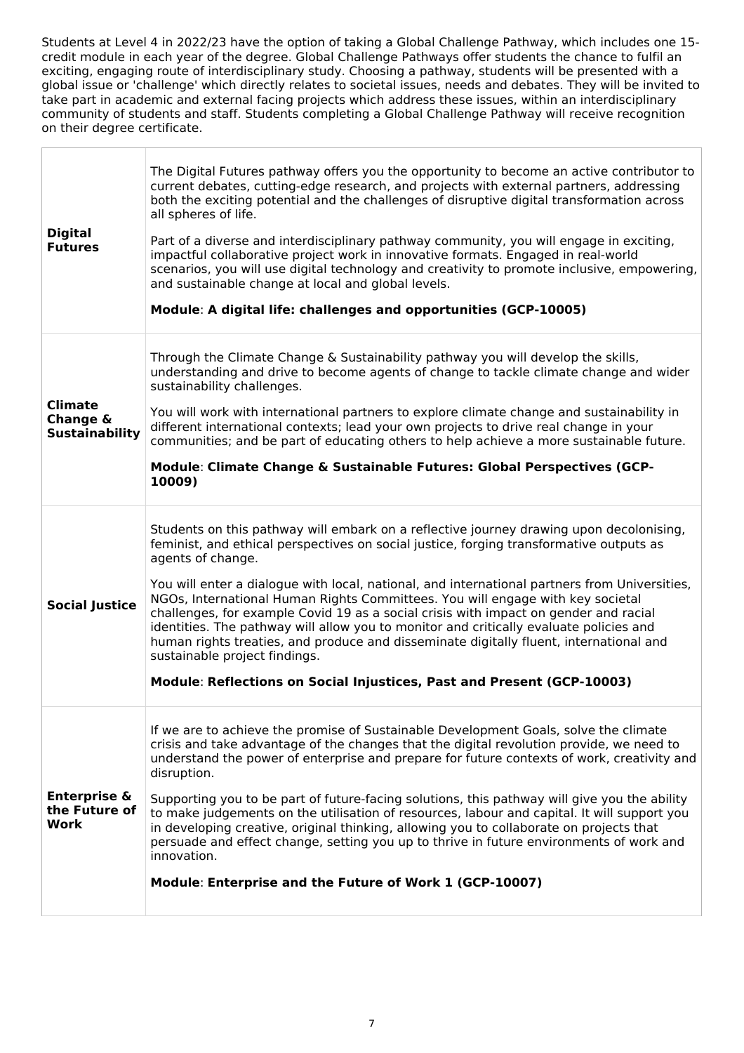Students at Level 4 in 2022/23 have the option of taking a Global Challenge Pathway, which includes one 15-credit module in each year of the degree. Global Challenge Pathways offer students the chance to fulfil an exciting, engaging route of interdisciplinary study. Choosing a pathway, students will be presented with a global issue or 'challenge' which directly relates to societal issues, needs and debates. They will be invited to take part in academic and external facing projects which address these issues, within an interdisciplinary community of students and staff. Students completing a Global Challenge Pathway will receive recognition on their degree certificate.

| | |
|---|---|
| **Digital Futures** | The Digital Futures pathway offers you the opportunity to become an active contributor to current debates, cutting-edge research, and projects with external partners, addressing both the exciting potential and the challenges of disruptive digital transformation across all spheres of life.<br><br>Part of a diverse and interdisciplinary pathway community, you will engage in exciting, impactful collaborative project work in innovative formats. Engaged in real-world scenarios, you will use digital technology and creativity to promote inclusive, empowering, and sustainable change at local and global levels.<br><br>**Module**: **A digital life: challenges and opportunities (GCP-10005)** |
| **Climate Change & Sustainability** | Through the Climate Change & Sustainability pathway you will develop the skills, understanding and drive to become agents of change to tackle climate change and wider sustainability challenges.<br><br>You will work with international partners to explore climate change and sustainability in different international contexts; lead your own projects to drive real change in your communities; and be part of educating others to help achieve a more sustainable future.<br><br>**Module**: **Climate Change & Sustainable Futures: Global Perspectives (GCP-10009)** |
| **Social Justice** | Students on this pathway will embark on a reflective journey drawing upon decolonising, feminist, and ethical perspectives on social justice, forging transformative outputs as agents of change.<br><br>You will enter a dialogue with local, national, and international partners from Universities, NGOs, International Human Rights Committees. You will engage with key societal challenges, for example Covid 19 as a social crisis with impact on gender and racial identities. The pathway will allow you to monitor and critically evaluate policies and human rights treaties, and produce and disseminate digitally fluent, international and sustainable project findings.<br><br>**Module**: **Reflections on Social Injustices, Past and Present (GCP-10003)** |
| **Enterprise & the Future of Work** | If we are to achieve the promise of Sustainable Development Goals, solve the climate crisis and take advantage of the changes that the digital revolution provide, we need to understand the power of enterprise and prepare for future contexts of work, creativity and disruption.<br><br>Supporting you to be part of future-facing solutions, this pathway will give you the ability to make judgements on the utilisation of resources, labour and capital. It will support you in developing creative, original thinking, allowing you to collaborate on projects that persuade and effect change, setting you up to thrive in future environments of work and innovation.<br><br>**Module**: **Enterprise and the Future of Work 1 (GCP-10007)** |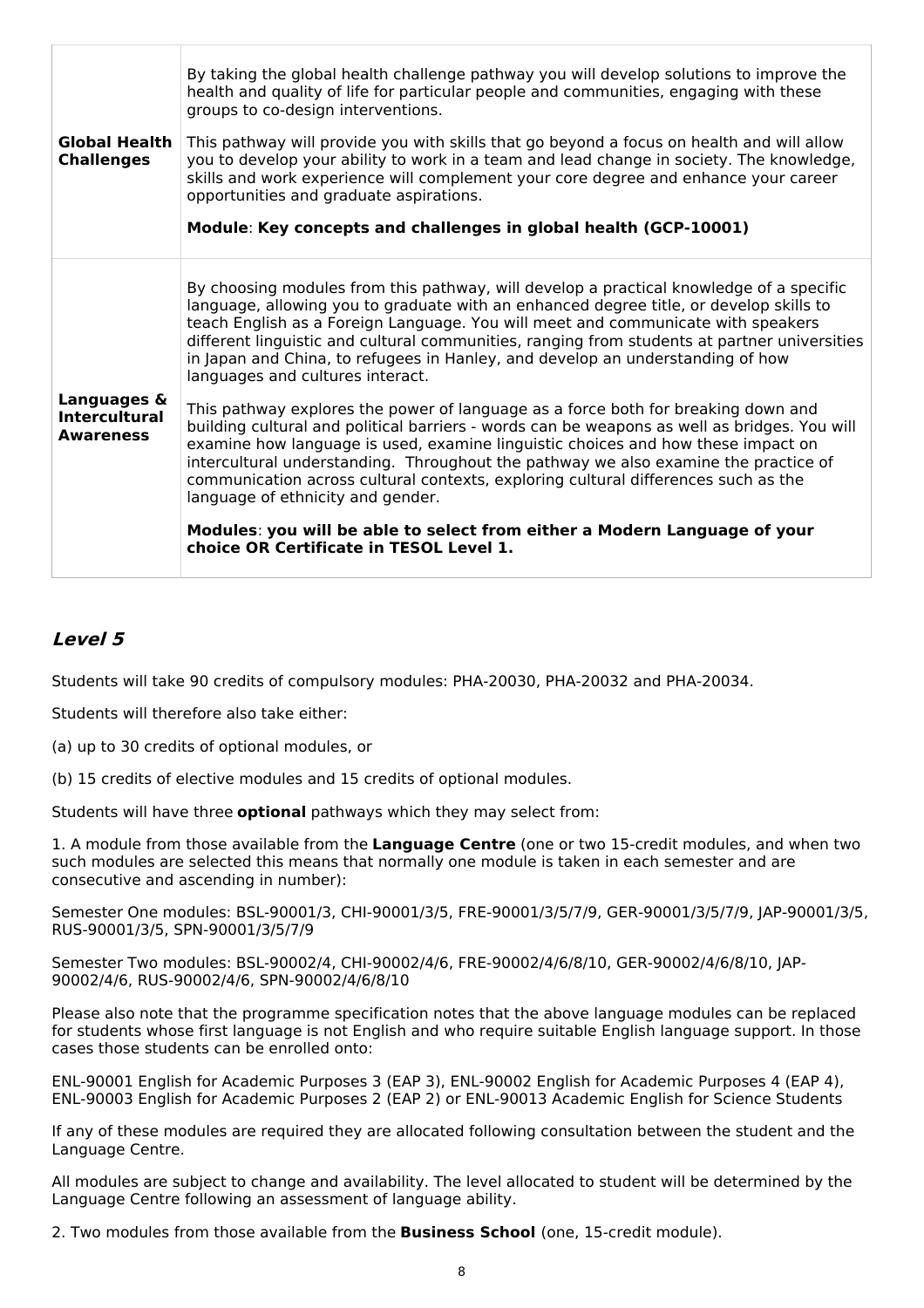| | |
|---|---|
| **Global Health Challenges** | By taking the global health challenge pathway you will develop solutions to improve the health and quality of life for particular people and communities, engaging with these groups to co-design interventions.<br><br>This pathway will provide you with skills that go beyond a focus on health and will allow you to develop your ability to work in a team and lead change in society. The knowledge, skills and work experience will complement your core degree and enhance your career opportunities and graduate aspirations.<br><br>**Module**: **Key concepts and challenges in global health (GCP-10001)** |
| **Languages & Intercultural Awareness** | By choosing modules from this pathway, will develop a practical knowledge of a specific language, allowing you to graduate with an enhanced degree title, or develop skills to teach English as a Foreign Language. You will meet and communicate with speakers different linguistic and cultural communities, ranging from students at partner universities in Japan and China, to refugees in Hanley, and develop an understanding of how languages and cultures interact.<br><br>This pathway explores the power of language as a force both for breaking down and building cultural and political barriers - words can be weapons as well as bridges. You will examine how language is used, examine linguistic choices and how these impact on intercultural understanding. Throughout the pathway we also examine the practice of communication across cultural contexts, exploring cultural differences such as the language of ethnicity and gender.<br><br>**Modules**: **you will be able to select from either a Modern Language of your choice OR Certificate in TESOL Level 1.** |

## *Level 5*

Students will take 90 credits of compulsory modules: PHA-20030, PHA-20032 and PHA-20034.

Students will therefore also take either:

(a) up to 30 credits of optional modules, or

(b) 15 credits of elective modules and 15 credits of optional modules.

Students will have three **optional** pathways which they may select from:

1. A module from those available from the **Language Centre** (one or two 15-credit modules, and when two such modules are selected this means that normally one module is taken in each semester and are consecutive and ascending in number):

Semester One modules: BSL-90001/3, CHI-90001/3/5, FRE-90001/3/5/7/9, GER-90001/3/5/7/9, JAP-90001/3/5, RUS-90001/3/5, SPN-90001/3/5/7/9

Semester Two modules: BSL-90002/4, CHI-90002/4/6, FRE-90002/4/6/8/10, GER-90002/4/6/8/10, JAP-90002/4/6, RUS-90002/4/6, SPN-90002/4/6/8/10

Please also note that the programme specification notes that the above language modules can be replaced for students whose first language is not English and who require suitable English language support. In those cases those students can be enrolled onto:

ENL-90001 English for Academic Purposes 3 (EAP 3), ENL-90002 English for Academic Purposes 4 (EAP 4), ENL-90003 English for Academic Purposes 2 (EAP 2) or ENL-90013 Academic English for Science Students

If any of these modules are required they are allocated following consultation between the student and the Language Centre.

All modules are subject to change and availability. The level allocated to student will be determined by the Language Centre following an assessment of language ability.

2. Two modules from those available from the **Business School** (one, 15-credit module).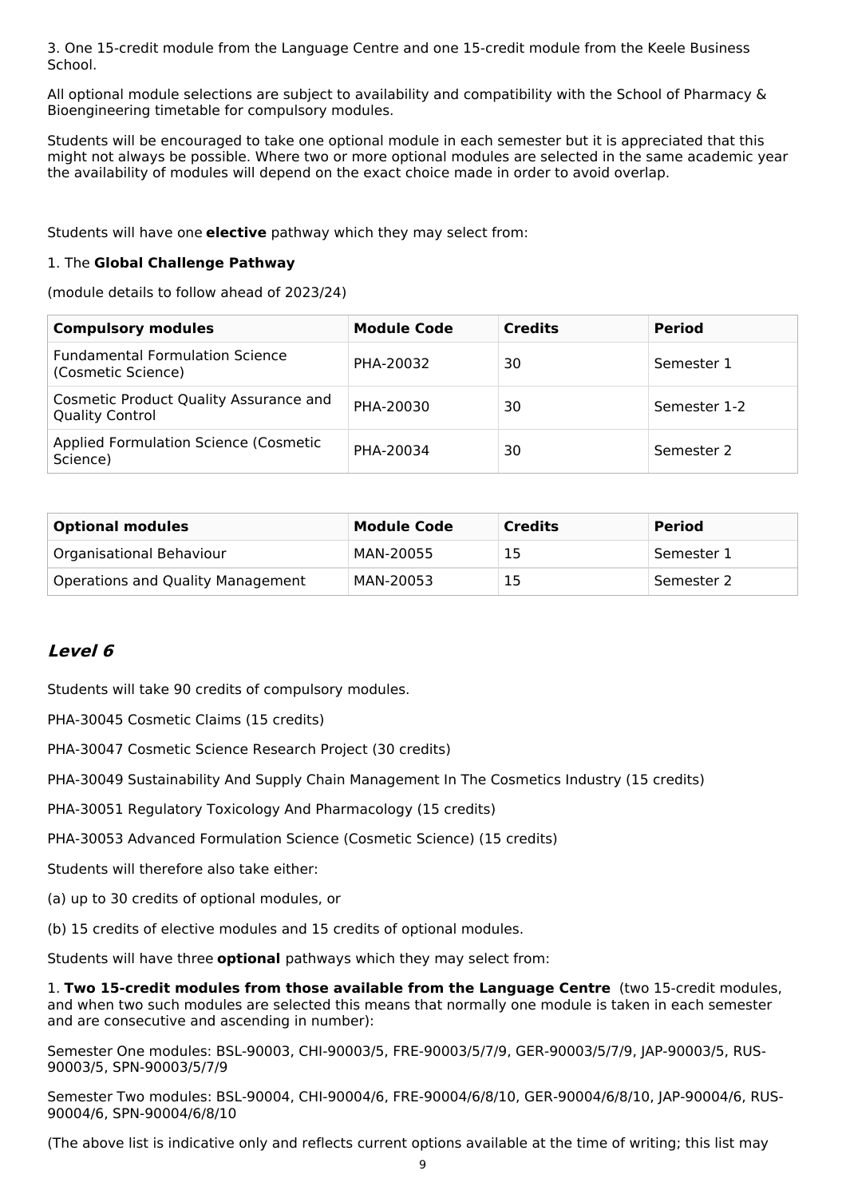3. One 15-credit module from the Language Centre and one 15-credit module from the Keele Business School.

All optional module selections are subject to availability and compatibility with the School of Pharmacy & Bioengineering timetable for compulsory modules.

Students will be encouraged to take one optional module in each semester but it is appreciated that this might not always be possible. Where two or more optional modules are selected in the same academic year the availability of modules will depend on the exact choice made in order to avoid overlap.

Students will have one **elective** pathway which they may select from:

1. The **Global Challenge Pathway**

(module details to follow ahead of 2023/24)

| Compulsory modules | Module Code | Credits | Period |
|---|---|---|---|
| Fundamental Formulation Science (Cosmetic Science) | PHA-20032 | 30 | Semester 1 |
| Cosmetic Product Quality Assurance and Quality Control | PHA-20030 | 30 | Semester 1-2 |
| Applied Formulation Science (Cosmetic Science) | PHA-20034 | 30 | Semester 2 |

| Optional modules | Module Code | Credits | Period |
|---|---|---|---|
| Organisational Behaviour | MAN-20055 | 15 | Semester 1 |
| Operations and Quality Management | MAN-20053 | 15 | Semester 2 |

## *Level 6*

Students will take 90 credits of compulsory modules.

PHA-30045 Cosmetic Claims (15 credits)

PHA-30047 Cosmetic Science Research Project (30 credits)

PHA-30049 Sustainability And Supply Chain Management In The Cosmetics Industry (15 credits)

PHA-30051 Regulatory Toxicology And Pharmacology (15 credits)

PHA-30053 Advanced Formulation Science (Cosmetic Science) (15 credits)

Students will therefore also take either:

(a) up to 30 credits of optional modules, or

(b) 15 credits of elective modules and 15 credits of optional modules.

Students will have three **optional** pathways which they may select from:

1. **Two 15-credit modules from those available from the Language Centre** (two 15-credit modules, and when two such modules are selected this means that normally one module is taken in each semester and are consecutive and ascending in number):

Semester One modules: BSL-90003, CHI-90003/5, FRE-90003/5/7/9, GER-90003/5/7/9, JAP-90003/5, RUS-90003/5, SPN-90003/5/7/9

Semester Two modules: BSL-90004, CHI-90004/6, FRE-90004/6/8/10, GER-90004/6/8/10, JAP-90004/6, RUS-90004/6, SPN-90004/6/8/10

(The above list is indicative only and reflects current options available at the time of writing; this list may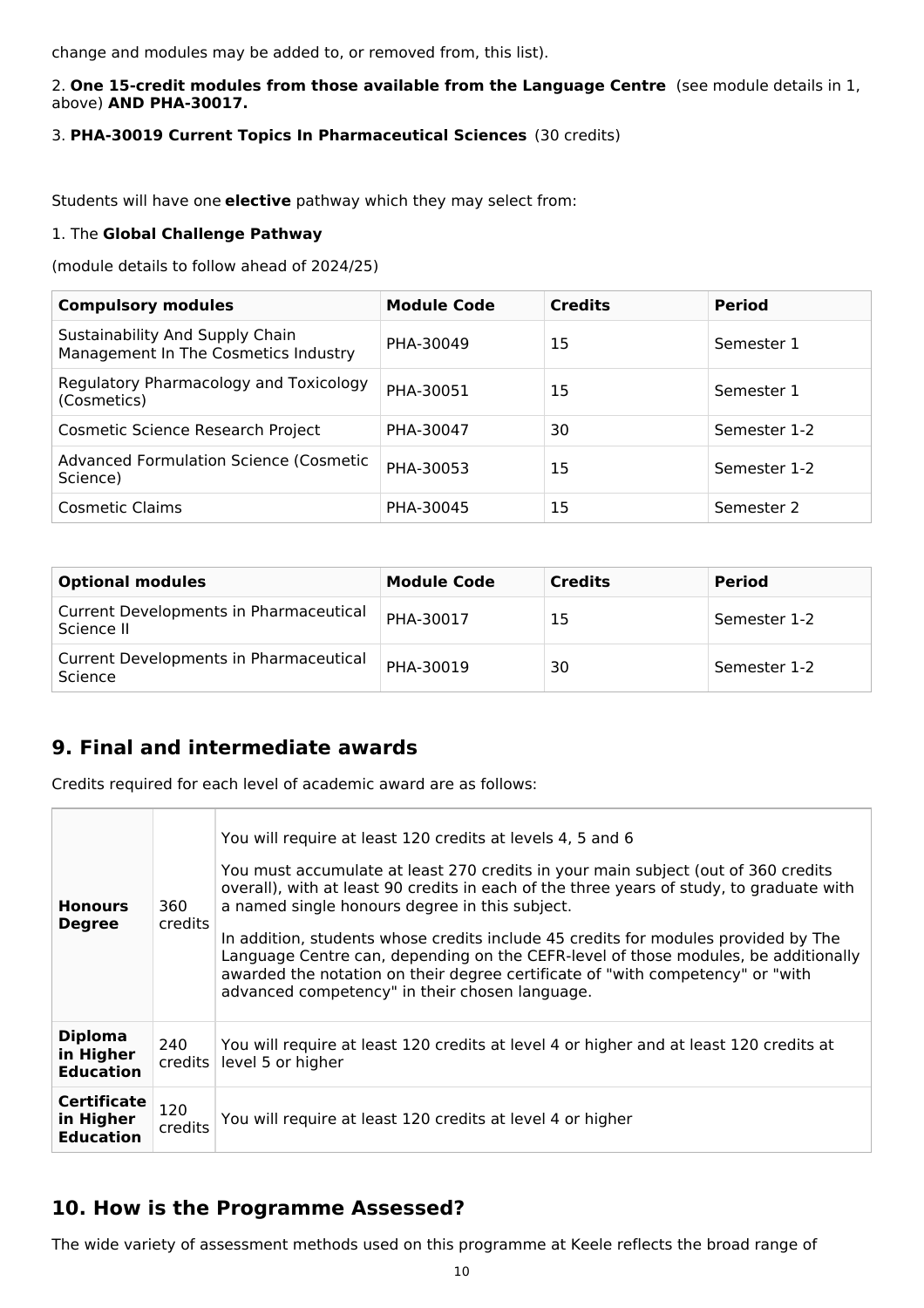change and modules may be added to, or removed from, this list).

2. **One 15-credit modules from those available from the Language Centre** (see module details in 1, above) **AND PHA-30017.**

3. **PHA-30019 Current Topics In Pharmaceutical Sciences** (30 credits)

Students will have one **elective** pathway which they may select from:

1. The **Global Challenge Pathway**

(module details to follow ahead of 2024/25)

| Compulsory modules | Module Code | Credits | Period |
|---|---|---|---|
| Sustainability And Supply Chain Management In The Cosmetics Industry | PHA-30049 | 15 | Semester 1 |
| Regulatory Pharmacology and Toxicology (Cosmetics) | PHA-30051 | 15 | Semester 1 |
| Cosmetic Science Research Project | PHA-30047 | 30 | Semester 1-2 |
| Advanced Formulation Science (Cosmetic Science) | PHA-30053 | 15 | Semester 1-2 |
| Cosmetic Claims | PHA-30045 | 15 | Semester 2 |

| Optional modules | Module Code | Credits | Period |
|---|---|---|---|
| Current Developments in Pharmaceutical Science II | PHA-30017 | 15 | Semester 1-2 |
| Current Developments in Pharmaceutical Science | PHA-30019 | 30 | Semester 1-2 |

## 9. Final and intermediate awards

Credits required for each level of academic award are as follows:

| | | |
|---|---|---|
| **Honours Degree** | 360 credits | You will require at least 120 credits at levels 4, 5 and 6<br><br>You must accumulate at least 270 credits in your main subject (out of 360 credits overall), with at least 90 credits in each of the three years of study, to graduate with a named single honours degree in this subject.<br><br>In addition, students whose credits include 45 credits for modules provided by The Language Centre can, depending on the CEFR-level of those modules, be additionally awarded the notation on their degree certificate of "with competency" or "with advanced competency" in their chosen language. |
| **Diploma in Higher Education** | 240 credits | You will require at least 120 credits at level 4 or higher and at least 120 credits at level 5 or higher |
| **Certificate in Higher Education** | 120 credits | You will require at least 120 credits at level 4 or higher |

## 10. How is the Programme Assessed?

The wide variety of assessment methods used on this programme at Keele reflects the broad range of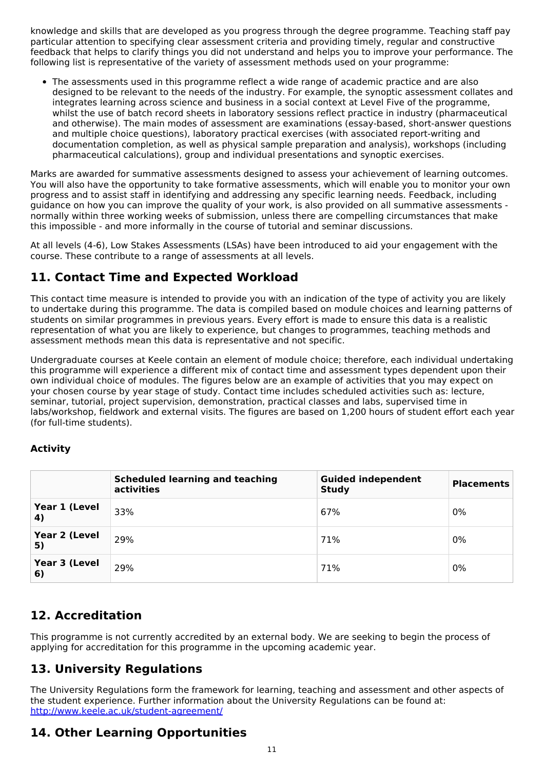knowledge and skills that are developed as you progress through the degree programme. Teaching staff pay particular attention to specifying clear assessment criteria and providing timely, regular and constructive feedback that helps to clarify things you did not understand and helps you to improve your performance. The following list is representative of the variety of assessment methods used on your programme:

- The assessments used in this programme reflect a wide range of academic practice and are also designed to be relevant to the needs of the industry. For example, the synoptic assessment collates and integrates learning across science and business in a social context at Level Five of the programme, whilst the use of batch record sheets in laboratory sessions reflect practice in industry (pharmaceutical and otherwise). The main modes of assessment are examinations (essay-based, short-answer questions and multiple choice questions), laboratory practical exercises (with associated report-writing and documentation completion, as well as physical sample preparation and analysis), workshops (including pharmaceutical calculations), group and individual presentations and synoptic exercises.

Marks are awarded for summative assessments designed to assess your achievement of learning outcomes. You will also have the opportunity to take formative assessments, which will enable you to monitor your own progress and to assist staff in identifying and addressing any specific learning needs. Feedback, including guidance on how you can improve the quality of your work, is also provided on all summative assessments - normally within three working weeks of submission, unless there are compelling circumstances that make this impossible - and more informally in the course of tutorial and seminar discussions.

At all levels (4-6), Low Stakes Assessments (LSAs) have been introduced to aid your engagement with the course. These contribute to a range of assessments at all levels.

## 11. Contact Time and Expected Workload

This contact time measure is intended to provide you with an indication of the type of activity you are likely to undertake during this programme. The data is compiled based on module choices and learning patterns of students on similar programmes in previous years. Every effort is made to ensure this data is a realistic representation of what you are likely to experience, but changes to programmes, teaching methods and assessment methods mean this data is representative and not specific.

Undergraduate courses at Keele contain an element of module choice; therefore, each individual undertaking this programme will experience a different mix of contact time and assessment types dependent upon their own individual choice of modules. The figures below are an example of activities that you may expect on your chosen course by year stage of study. Contact time includes scheduled activities such as: lecture, seminar, tutorial, project supervision, demonstration, practical classes and labs, supervised time in labs/workshop, fieldwork and external visits. The figures are based on 1,200 hours of student effort each year (for full-time students).

**Activity**

| | Scheduled learning and teaching activities | Guided independent Study | Placements |
|---|---|---|---|
| **Year 1 (Level 4)** | 33% | 67% | 0% |
| **Year 2 (Level 5)** | 29% | 71% | 0% |
| **Year 3 (Level 6)** | 29% | 71% | 0% |

## 12. Accreditation

This programme is not currently accredited by an external body. We are seeking to begin the process of applying for accreditation for this programme in the upcoming academic year.

## 13. University Regulations

The University Regulations form the framework for learning, teaching and assessment and other aspects of the student experience. Further information about the University Regulations can be found at: [http://www.keele.ac.uk/student-agreement/](http://www.keele.ac.uk/student-agreement/)

## 14. Other Learning Opportunities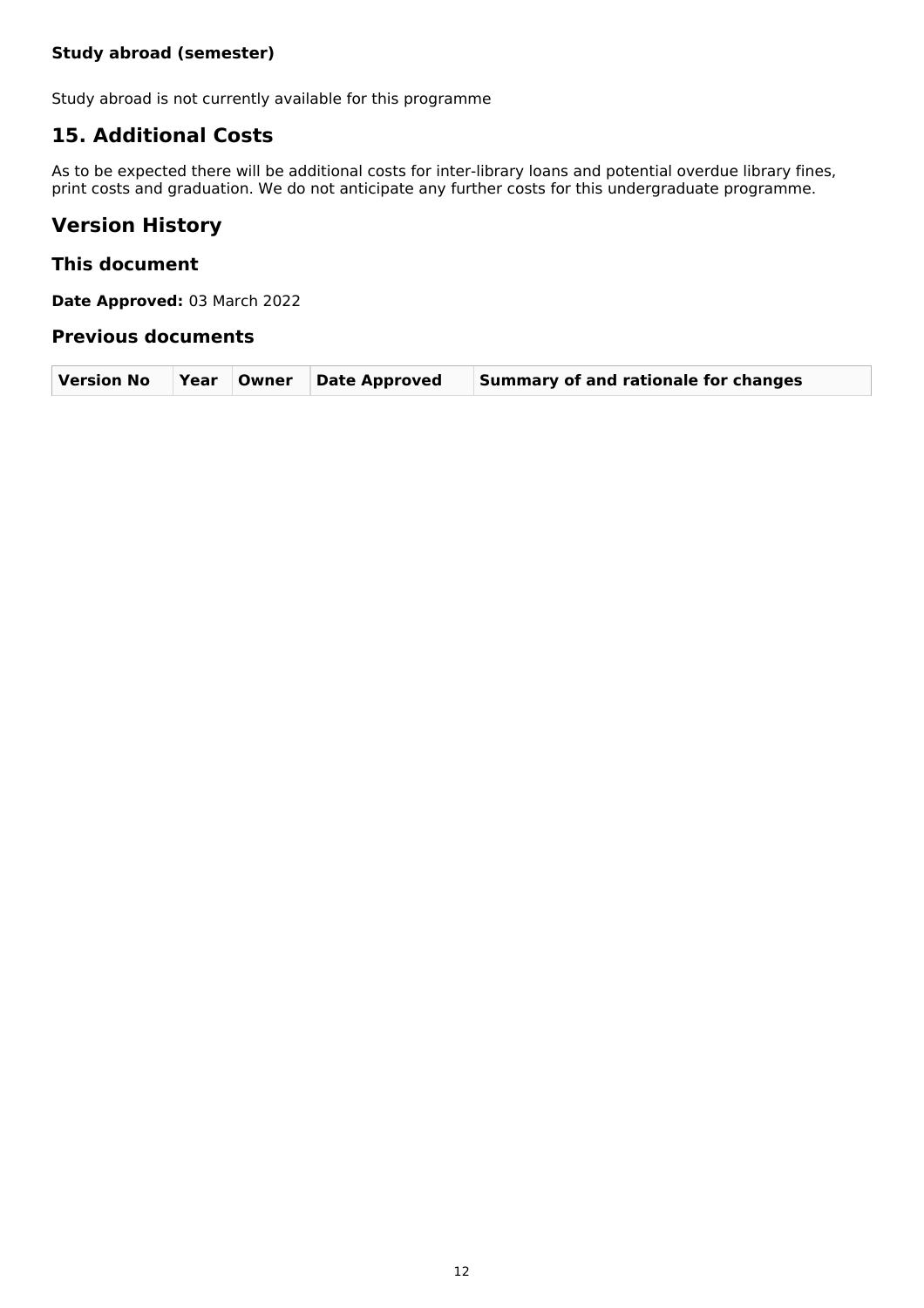**Study abroad (semester)**

Study abroad is not currently available for this programme

## 15. Additional Costs

As to be expected there will be additional costs for inter-library loans and potential overdue library fines, print costs and graduation. We do not anticipate any further costs for this undergraduate programme.

## Version History

### This document

**Date Approved:** 03 March 2022

### Previous documents

| Version No | Year | Owner | Date Approved | Summary of and rationale for changes |
|---|---|---|---|---|